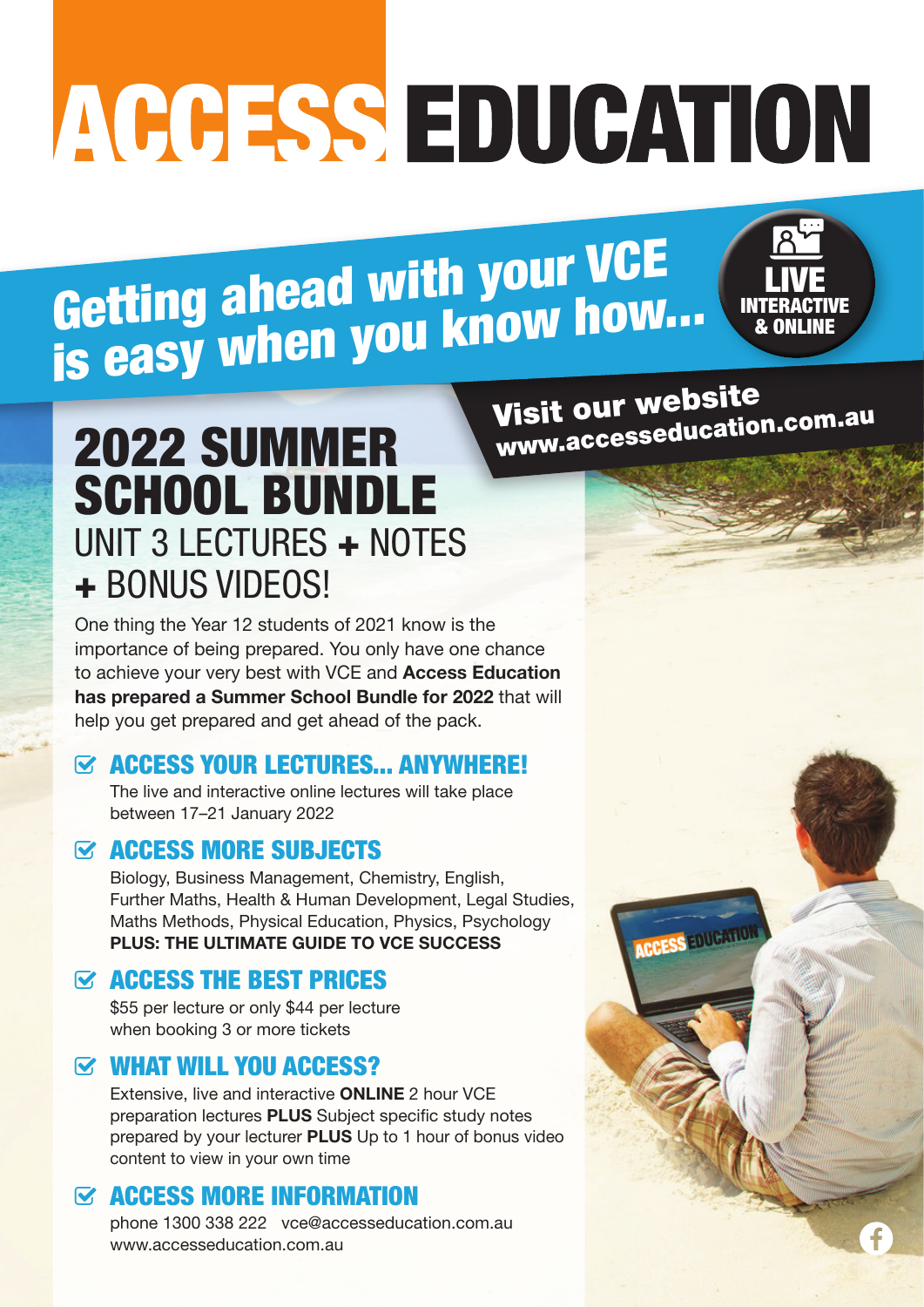# ACCESS EDUCATION

## Getting ahead with your VCE is easy when you know how...

**LIVE INTERACTIVE & ONLINE**

**Visit our website www.accesseducation.com.au**

# 2022 SUMMER SCHOOL BUNDLE

## UNIT 3 LECTURES + NOTES + BONUS VIDEOS!

One thing the Year 12 students of 2021 know is the importance of being prepared. You only have one chance to achieve your very best with VCE and **Access Education has prepared a Summer School Bundle for 2022** that will help you get prepared and get ahead of the pack.

### ACCESS YOUR LECTURES... ANYWHERE!

The live and interactive online lectures will take place between 17–21 January 2022

### ACCESS MORE SUBJECTS

Biology, Business Management, Chemistry, English, Further Maths, Health & Human Development, Legal Studies, Maths Methods, Physical Education, Physics, Psychology
**PLUS: THE ULTIMATE GUIDE TO VCE SUCCESS**

### ACCESS THE BEST PRICES

$55 per lecture or only $44 per lecture when booking 3 or more tickets

### WHAT WILL YOU ACCESS?

Extensive, live and interactive **ONLINE** 2 hour VCE preparation lectures **PLUS** Subject specific study notes prepared by your lecturer **PLUS** Up to 1 hour of bonus video content to view in your own time

### ACCESS MORE INFORMATION

phone 1300 338 222 vce@accesseducation.com.au
www.accesseducation.com.au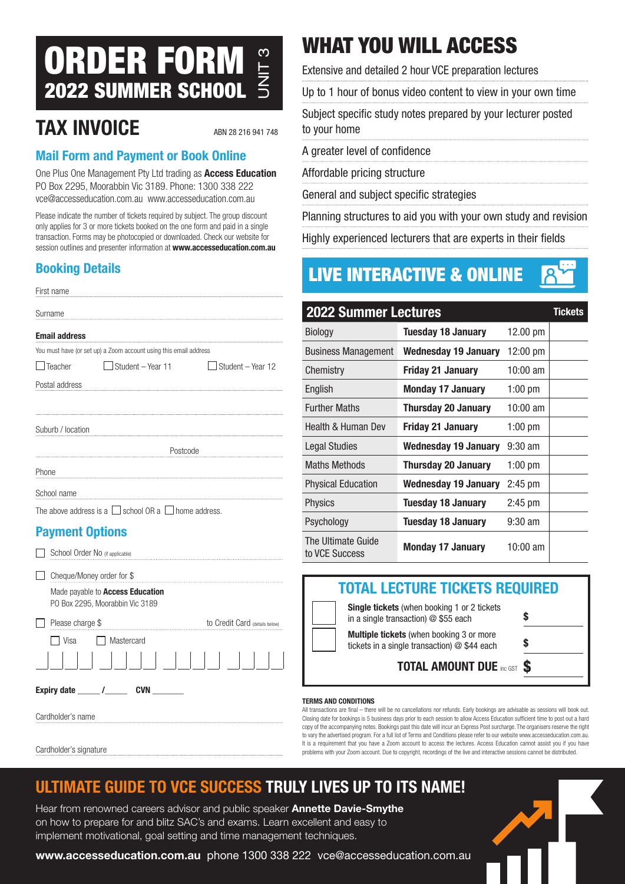# ORDER FORM 2022 SUMMER SCHOOL

UNIT 3

## TAX INVOICE

ABN 28 216 941 748

### Mail Form and Payment or Book Online

One Plus One Management Pty Ltd trading as **Access Education**
PO Box 2295, Moorabbin Vic 3189. Phone: 1300 338 222
vce@accesseducation.com.au www.accesseducation.com.au

Please indicate the number of tickets required by subject. The group discount only applies for 3 or more tickets booked on the one form and paid in a single transaction. Forms may be photocopied or downloaded. Check our website for session outlines and presenter information at **www.accesseducation.com.au**

### Booking Details

First name

Surname

**Email address**

You must have (or set up) a Zoom account using this email address

☐ Teacher ☐ Student – Year 11 ☐ Student – Year 12

Postal address

Suburb / location

Postcode

Phone

School name

The above address is a ☐ school OR a ☐ home address.

### Payment Options

☐ School Order No (if applicable)

☐ Cheque/Money order for $

Made payable to **Access Education**
PO Box 2295, Moorabbin Vic 3189

☐ Please charge $ to Credit Card (details below)

☐ Visa ☐ Mastercard

**Expiry date** _____ / _____ **CVN** _______

Cardholder's name

Cardholder's signature

## WHAT YOU WILL ACCESS

- Extensive and detailed 2 hour VCE preparation lectures
- Up to 1 hour of bonus video content to view in your own time
- Subject specific study notes prepared by your lecturer posted to your home
- A greater level of confidence
- Affordable pricing structure
- General and subject specific strategies
- Planning structures to aid you with your own study and revision
- Highly experienced lecturers that are experts in their fields

## LIVE INTERACTIVE & ONLINE

| 2022 Summer Lectures | | | Tickets |
|---|---|---|---|
| Biology | **Tuesday 18 January** | 12.00 pm | |
| Business Management | **Wednesday 19 January** | 12:00 pm | |
| Chemistry | **Friday 21 January** | 10:00 am | |
| English | **Monday 17 January** | 1:00 pm | |
| Further Maths | **Thursday 20 January** | 10:00 am | |
| Health & Human Dev | **Friday 21 January** | 1:00 pm | |
| Legal Studies | **Wednesday 19 January** | 9:30 am | |
| Maths Methods | **Thursday 20 January** | 1:00 pm | |
| Physical Education | **Wednesday 19 January** | 2:45 pm | |
| Physics | **Tuesday 18 January** | 2:45 pm | |
| Psychology | **Tuesday 18 January** | 9:30 am | |
| The Ultimate Guide to VCE Success | **Monday 17 January** | 10:00 am | |

### TOTAL LECTURE TICKETS REQUIRED

☐ **Single tickets** (when booking 1 or 2 tickets in a single transaction) @ $55 each $

☐ **Multiple tickets** (when booking 3 or more tickets in a single transaction) @ $44 each $

**TOTAL AMOUNT DUE** inc GST $

**TERMS AND CONDITIONS**

All transactions are final – there will be no cancellations nor refunds. Early bookings are advisable as sessions will book out. Closing date for bookings is 5 business days prior to each session to allow Access Education sufficient time to post out a hard copy of the accompanying notes. Bookings past this date will incur an Express Post surcharge. The organisers reserve the right to vary the advertised program. For a full list of Terms and Conditions please refer to our website www.accesseducation.com.au. It is a requirement that you have a Zoom account to access the lectures. Access Education cannot assist you if you have problems with your Zoom account. Due to copyright, recordings of the live and interactive sessions cannot be distributed.

## ULTIMATE GUIDE TO VCE SUCCESS TRULY LIVES UP TO ITS NAME!

Hear from renowned careers advisor and public speaker **Annette Davie-Smythe** on how to prepare for and blitz SAC's and exams. Learn excellent and easy to implement motivational, goal setting and time management techniques.

**www.accesseducation.com.au** phone 1300 338 222 vce@accesseducation.com.au